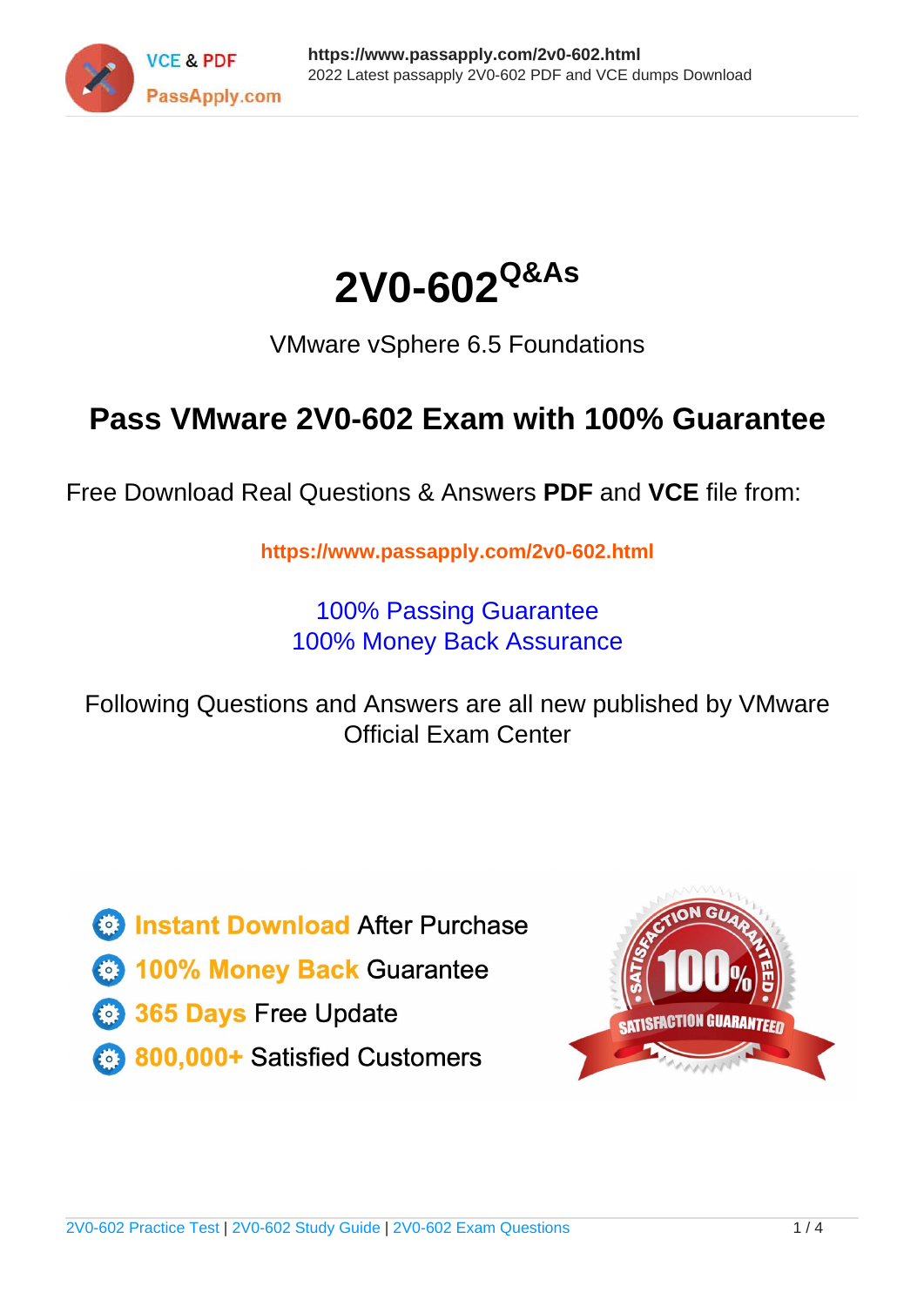# 2V0-602 Q&As

VMware vSphere 6.5 Foundations

## Pass VMware 2V0-602 Exam with 100% Guarantee

Free Download Real Questions & Answers **PDF** and **VCE** file from:

**https://www.passapply.com/2v0-602.html**

100% Passing Guarantee
100% Money Back Assurance

Following Questions and Answers are all new published by VMware Official Exam Center

- **Instant Download** After Purchase
- **100% Money Back** Guarantee
- **365 Days** Free Update
- **800,000+** Satisfied Customers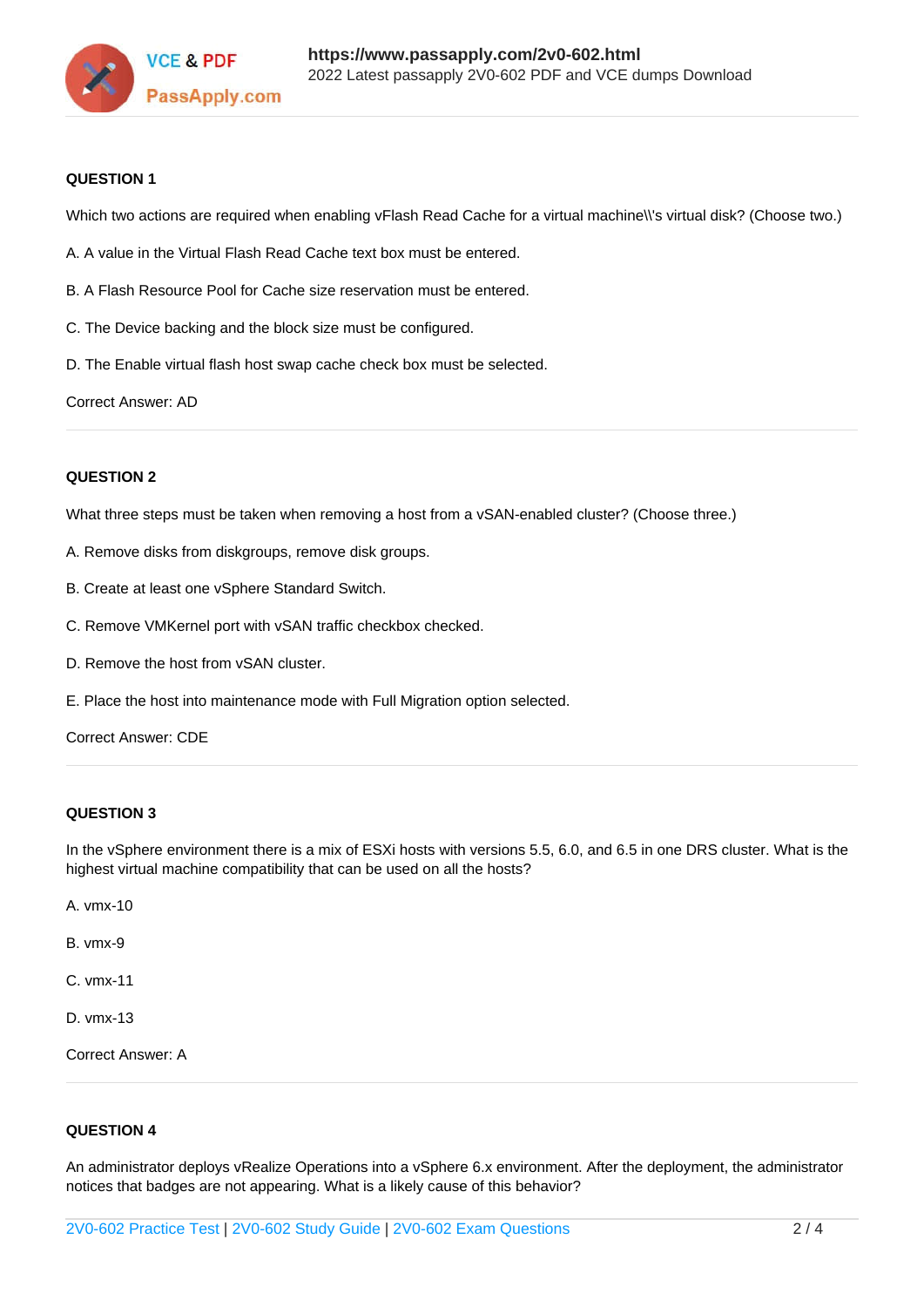**QUESTION 1**

Which two actions are required when enabling vFlash Read Cache for a virtual machine\\'s virtual disk? (Choose two.)

A. A value in the Virtual Flash Read Cache text box must be entered.

B. A Flash Resource Pool for Cache size reservation must be entered.

C. The Device backing and the block size must be configured.

D. The Enable virtual flash host swap cache check box must be selected.

Correct Answer: AD

---

**QUESTION 2**

What three steps must be taken when removing a host from a vSAN-enabled cluster? (Choose three.)

A. Remove disks from diskgroups, remove disk groups.

B. Create at least one vSphere Standard Switch.

C. Remove VMKernel port with vSAN traffic checkbox checked.

D. Remove the host from vSAN cluster.

E. Place the host into maintenance mode with Full Migration option selected.

Correct Answer: CDE

---

**QUESTION 3**

In the vSphere environment there is a mix of ESXi hosts with versions 5.5, 6.0, and 6.5 in one DRS cluster. What is the highest virtual machine compatibility that can be used on all the hosts?

A. vmx-10

B. vmx-9

C. vmx-11

D. vmx-13

Correct Answer: A

---

**QUESTION 4**

An administrator deploys vRealize Operations into a vSphere 6.x environment. After the deployment, the administrator notices that badges are not appearing. What is a likely cause of this behavior?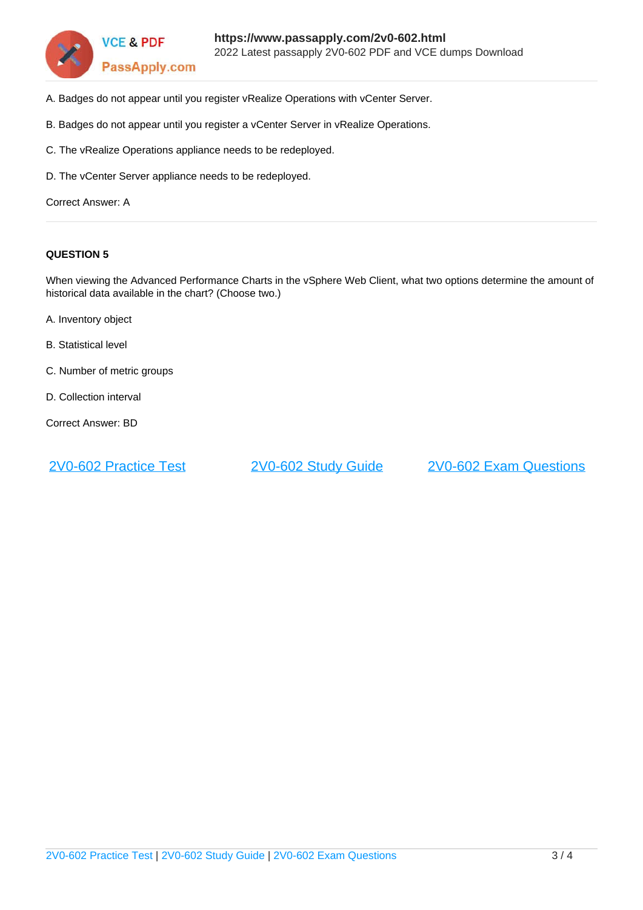A. Badges do not appear until you register vRealize Operations with vCenter Server.

B. Badges do not appear until you register a vCenter Server in vRealize Operations.

C. The vRealize Operations appliance needs to be redeployed.

D. The vCenter Server appliance needs to be redeployed.

Correct Answer: A

---

**QUESTION 5**

When viewing the Advanced Performance Charts in the vSphere Web Client, what two options determine the amount of historical data available in the chart? (Choose two.)

A. Inventory object

B. Statistical level

C. Number of metric groups

D. Collection interval

Correct Answer: BD

2V0-602 Practice Test | 2V0-602 Study Guide | 2V0-602 Exam Questions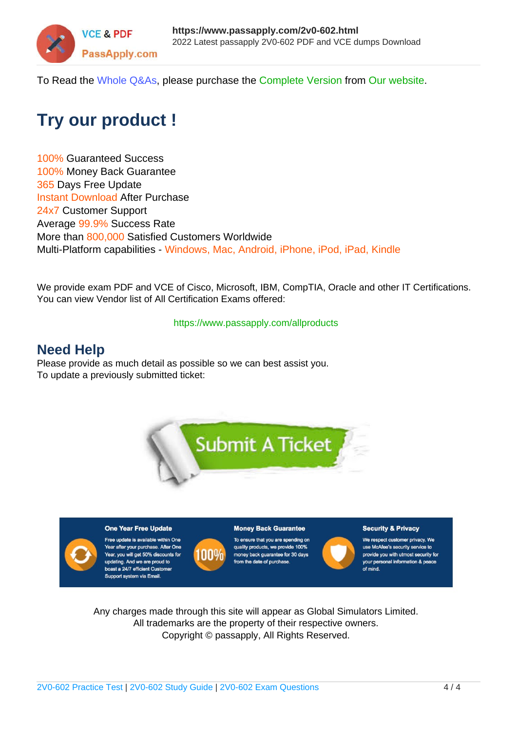To Read the Whole Q&As, please purchase the Complete Version from Our website.

# Try our product !

100% Guaranteed Success
100% Money Back Guarantee
365 Days Free Update
Instant Download After Purchase
24x7 Customer Support
Average 99.9% Success Rate
More than 800,000 Satisfied Customers Worldwide
Multi-Platform capabilities - Windows, Mac, Android, iPhone, iPod, iPad, Kindle

We provide exam PDF and VCE of Cisco, Microsoft, IBM, CompTIA, Oracle and other IT Certifications. You can view Vendor list of All Certification Exams offered:

https://www.passapply.com/allproducts

## Need Help

Please provide as much detail as possible so we can best assist you.
To update a previously submitted ticket:

Submit A Ticket

**One Year Free Update**
Free update is available within One Year after your purchase. After One Year, you will get 50% discounts for updating. And we are proud to boast a 24/7 efficient Customer Support system via Email.

**Money Back Guarantee**
To ensure that you are spending on quality products, we provide 100% money back guarantee for 30 days from the date of purchase.

**Security & Privacy**
We respect customer privacy. We use McAfee's security service to provide you with utmost security for your personal information & peace of mind.

Any charges made through this site will appear as Global Simulators Limited.
All trademarks are the property of their respective owners.
Copyright © passapply, All Rights Reserved.